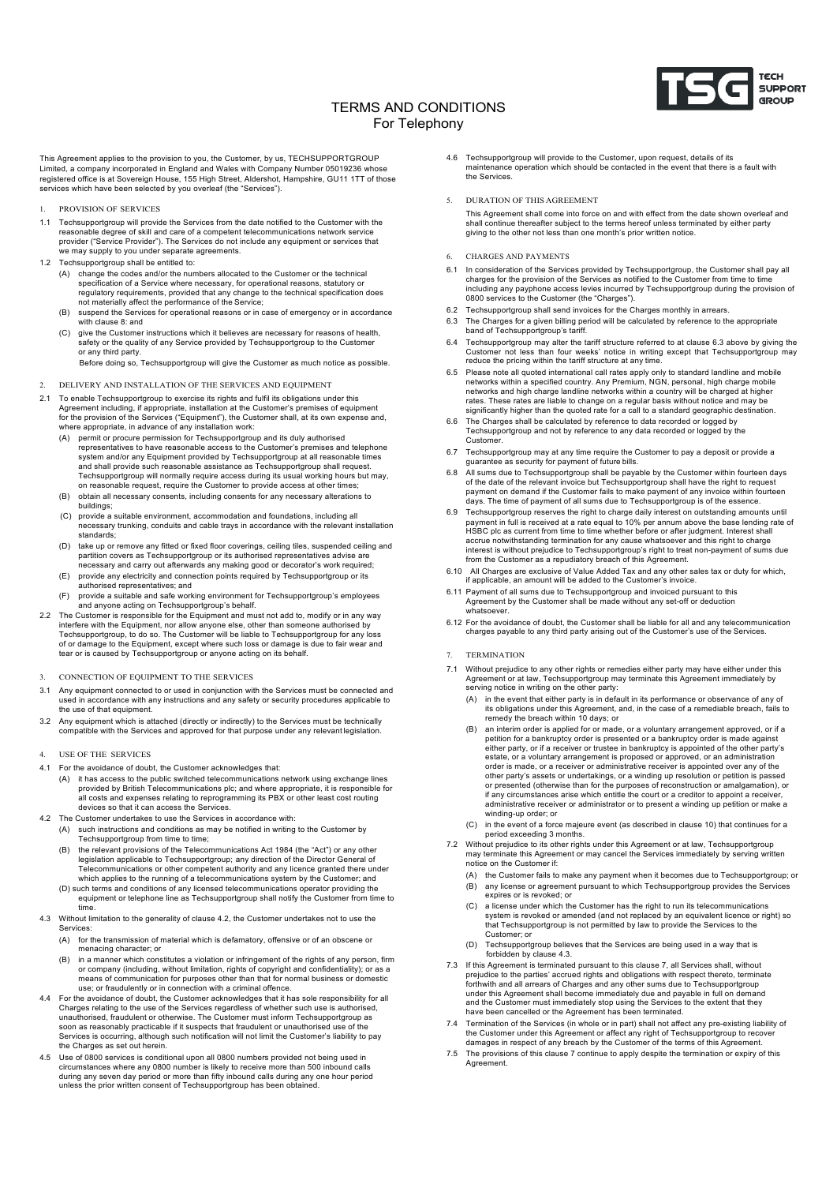# TERMS AND CONDITIONS
## For Telephony

TSG TECH SUPPORT GROUP

This Agreement applies to the provision to you, the Customer, by us, TECHSUPPORTGROUP Limited, a company incorporated in England and Wales with Company Number 05019236 whose registered office is at Sovereign House, 155 High Street, Aldershot, Hampshire, GU11 1TT of those services which have been selected by you overleaf (the "Services").

### 1. PROVISION OF SERVICES

1.1 Techsupportgroup will provide the Services from the date notified to the Customer with the reasonable degree of skill and care of a competent telecommunications network service provider ("Service Provider"). The Services do not include any equipment or services that we may supply to you under separate agreements.

1.2 Techsupportgroup shall be entitled to:

(A) change the codes and/or the numbers allocated to the Customer or the technical specification of a Service where necessary, for operational reasons, statutory or regulatory requirements, provided that any change to the technical specification does not materially affect the performance of the Service;

(B) suspend the Services for operational reasons or in case of emergency or in accordance with clause 8: and

(C) give the Customer instructions which it believes are necessary for reasons of health, safety or the quality of any Service provided by Techsupportgroup to the Customer or any third party.

Before doing so, Techsupportgroup will give the Customer as much notice as possible.

### 2. DELIVERY AND INSTALLATION OF THE SERVICES AND EQUIPMENT

2.1 To enable Techsupportgroup to exercise its rights and fulfil its obligations under this Agreement including, if appropriate, installation at the Customer's premises of equipment for the provision of the Services ("Equipment"), the Customer shall, at its own expense and, where appropriate, in advance of any installation work:

(A) permit or procure permission for Techsupportgroup and its duly authorised representatives to have reasonable access to the Customer's premises and telephone system and/or any Equipment provided by Techsupportgroup at all reasonable times and shall provide such reasonable assistance as Techsupportgroup shall request. Techsupportgroup will normally require access during its usual working hours but may, on reasonable request, require the Customer to provide access at other times;

(B) obtain all necessary consents, including consents for any necessary alterations to buildings;

(C) provide a suitable environment, accommodation and foundations, including all necessary trunking, conduits and cable trays in accordance with the relevant installation standards;

(D) take up or remove any fitted or fixed floor coverings, ceiling tiles, suspended ceiling and partition covers as Techsupportgroup or its authorised representatives advise are necessary and carry out afterwards any making good or decorator's work required;

(E) provide any electricity and connection points required by Techsupportgroup or its authorised representatives; and

(F) provide a suitable and safe working environment for Techsupportgroup's employees and anyone acting on Techsupportgroup's behalf.

2.2 The Customer is responsible for the Equipment and must not add to, modify or in any way interfere with the Equipment, nor allow anyone else, other than someone authorised by Techsupportgroup, to do so. The Customer will be liable to Techsupportgroup for any loss of or damage to the Equipment, except where such loss or damage is due to fair wear and tear or is caused by Techsupportgroup or anyone acting on its behalf.

### 3. CONNECTION OF EQUIPMENT TO THE SERVICES

3.1 Any equipment connected to or used in conjunction with the Services must be connected and used in accordance with any instructions and any safety or security procedures applicable to the use of that equipment.

3.2 Any equipment which is attached (directly or indirectly) to the Services must be technically compatible with the Services and approved for that purpose under any relevant legislation.

### 4. USE OF THE SERVICES

4.1 For the avoidance of doubt, the Customer acknowledges that:

(A) it has access to the public switched telecommunications network using exchange lines provided by British Telecommunications plc; and where appropriate, it is responsible for all costs and expenses relating to reprogramming its PBX or other least cost routing devices so that it can access the Services.

4.2 The Customer undertakes to use the Services in accordance with:

(A) such instructions and conditions as may be notified in writing to the Customer by Techsupportgroup from time to time;

(B) the relevant provisions of the Telecommunications Act 1984 (the "Act") or any other legislation applicable to Techsupportgroup; any direction of the Director General of Telecommunications or other competent authority and any licence granted there under which applies to the running of a telecommunications system by the Customer; and

(D) such terms and conditions of any licensed telecommunications operator providing the equipment or telephone line as Techsupportgroup shall notify the Customer from time to time.

4.3 Without limitation to the generality of clause 4.2, the Customer undertakes not to use the Services:

(A) for the transmission of material which is defamatory, offensive or of an obscene or menacing character; or

(B) in a manner which constitutes a violation or infringement of the rights of any person, firm or company (including, without limitation, rights of copyright and confidentiality); or as a means of communication for purposes other than that for normal business or domestic use; or fraudulently or in connection with a criminal offence.

4.4 For the avoidance of doubt, the Customer acknowledges that it has sole responsibility for all Charges relating to the use of the Services regardless of whether such use is authorised, unauthorised, fraudulent or otherwise. The Customer must inform Techsupportgroup as soon as reasonably practicable if it suspects that fraudulent or unauthorised use of the Services is occurring, although such notification will not limit the Customer's liability to pay the Charges as set out herein.

4.5 Use of 0800 services is conditional upon all 0800 numbers provided not being used in circumstances where any 0800 number is likely to receive more than 500 inbound calls during any seven day period or more than fifty inbound calls during any one hour period unless the prior written consent of Techsupportgroup has been obtained.

4.6 Techsupportgroup will provide to the Customer, upon request, details of its maintenance operation which should be contacted in the event that there is a fault with the Services.

### 5. DURATION OF THIS AGREEMENT

This Agreement shall come into force on and with effect from the date shown overleaf and shall continue thereafter subject to the terms hereof unless terminated by either party giving to the other not less than one month's prior written notice.

### 6. CHARGES AND PAYMENTS

6.1 In consideration of the Services provided by Techsupportgroup, the Customer shall pay all charges for the provision of the Services as notified to the Customer from time to time including any payphone access levies incurred by Techsupportgroup during the provision of 0800 services to the Customer (the "Charges").

6.2 Techsupportgroup shall send invoices for the Charges monthly in arrears.

6.3 The Charges for a given billing period will be calculated by reference to the appropriate band of Techsupportgroup's tariff.

6.4 Techsupportgroup may alter the tariff structure referred to at clause 6.3 above by giving the Customer not less than four weeks' notice in writing except that Techsupportgroup may reduce the pricing within the tariff structure at any time.

6.5 Please note all quoted international call rates apply only to standard landline and mobile networks within a specified country. Any Premium, NGN, personal, high charge mobile networks and high charge landline networks within a country will be charged at higher rates. These rates are liable to change on a regular basis without notice and may be significantly higher than the quoted rate for a call to a standard geographic destination.

6.6 The Charges shall be calculated by reference to data recorded or logged by Techsupportgroup and not by reference to any data recorded or logged by the Customer.

6.7 Techsupportgroup may at any time require the Customer to pay a deposit or provide a guarantee as security for payment of future bills.

6.8 All sums due to Techsupportgroup shall be payable by the Customer within fourteen days of the date of the relevant invoice but Techsupportgroup shall have the right to request payment on demand if the Customer fails to make payment of any invoice within fourteen days. The time of payment of all sums due to Techsupportgroup is of the essence.

6.9 Techsupportgroup reserves the right to charge daily interest on outstanding amounts until payment in full is received at a rate equal to 10% per annum above the base lending rate of HSBC plc as current from time to time whether before or after judgment. Interest shall accrue notwithstanding termination for any cause whatsoever and this right to charge interest is without prejudice to Techsupportgroup's right to treat non-payment of sums due from the Customer as a repudiatory breach of this Agreement.

6.10 All Charges are exclusive of Value Added Tax and any other sales tax or duty for which, if applicable, an amount will be added to the Customer's invoice.

6.11 Payment of all sums due to Techsupportgroup and invoiced pursuant to this Agreement by the Customer shall be made without any set-off or deduction whatsoever.

6.12 For the avoidance of doubt, the Customer shall be liable for all and any telecommunication charges payable to any third party arising out of the Customer's use of the Services.

### 7. TERMINATION

7.1 Without prejudice to any other rights or remedies either party may have either under this Agreement or at law, Techsupportgroup may terminate this Agreement immediately by serving notice in writing on the other party:

(A) in the event that either party is in default in its performance or observance of any of its obligations under this Agreement, and, in the case of a remediable breach, fails to remedy the breach within 10 days; or

(B) an interim order is applied for or made, or a voluntary arrangement approved, or if a petition for a bankruptcy order is presented or a bankruptcy order is made against either party, or if a receiver or trustee in bankruptcy is appointed of the other party's estate, or a voluntary arrangement is proposed or approved, or an administration order is made, or a receiver or administrative receiver is appointed over any of the other party's assets or undertakings, or a winding up resolution or petition is passed or presented (otherwise than for the purposes of reconstruction or amalgamation), or if any circumstances arise which entitle the court or a creditor to appoint a receiver, administrative receiver or administrator or to present a winding up petition or make a winding-up order; or

(C) in the event of a force majeure event (as described in clause 10) that continues for a period exceeding 3 months.

7.2 Without prejudice to its other rights under this Agreement or at law, Techsupportgroup may terminate this Agreement or may cancel the Services immediately by serving written notice on the Customer if:

(A) the Customer fails to make any payment when it becomes due to Techsupportgroup; or

(B) any license or agreement pursuant to which Techsupportgroup provides the Services expires or is revoked; or

(C) a license under which the Customer has the right to run its telecommunications system is revoked or amended (and not replaced by an equivalent licence or right) so that Techsupportgroup is not permitted by law to provide the Services to the Customer; or

(D) Techsupportgroup believes that the Services are being used in a way that is forbidden by clause 4.3.

7.3 If this Agreement is terminated pursuant to this clause 7, all Services shall, without prejudice to the parties' accrued rights and obligations with respect thereto, terminate forthwith and all arrears of Charges and any other sums due to Techsupportgroup under this Agreement shall become immediately due and payable in full on demand and the Customer must immediately stop using the Services to the extent that they have been cancelled or the Agreement has been terminated.

7.4 Termination of the Services (in whole or in part) shall not affect any pre-existing liability of the Customer under this Agreement or affect any right of Techsupportgroup to recover damages in respect of any breach by the Customer of the terms of this Agreement.

7.5 The provisions of this clause 7 continue to apply despite the termination or expiry of this Agreement.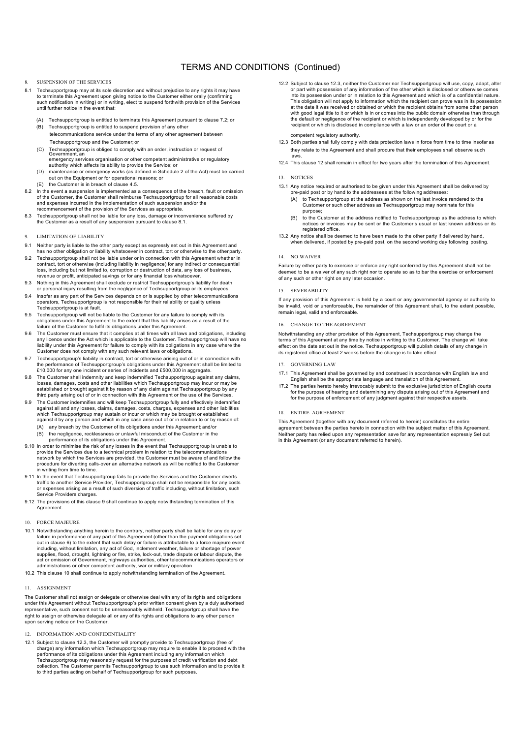# TERMS AND CONDITIONS (Continued)

## 8. SUSPENSION OF THE SERVICES

8.1 Techsupportgroup may at its sole discretion and without prejudice to any rights it may have to terminate this Agreement upon giving notice to the Customer either orally (confirming such notification in writing) or in writing, elect to suspend forthwith provision of the Services until further notice in the event that:

(A) Techsupportgroup is entitled to terminate this Agreement pursuant to clause 7.2; or

(B) Techsupportgroup is entitled to suspend provision of any other telecommunications service under the terms of any other agreement between Techsupportgroup and the Customer; or

(C) Techsupportgroup is obliged to comply with an order, instruction or request of Government, an emergency services organisation or other competent administrative or regulatory authority which affects its ability to provide the Service; or

(D) maintenance or emergency works (as defined in Schedule 2 of the Act) must be carried out on the Equipment or for operational reasons; or

(E) the Customer is in breach of clause 4.5.

8.2 In the event a suspension is implemented as a consequence of the breach, fault or omission of the Customer, the Customer shall reimburse Techsupportgroup for all reasonable costs and expenses incurred in the implementation of such suspension and/or the recommencement of the provision of the Services as appropriate.

8.3 Techsupportgroup shall not be liable for any loss, damage or inconvenience suffered by the Customer as a result of any suspension pursuant to clause 8.1.

## 9. LIMITATION OF LIABILITY

9.1 Neither party is liable to the other party except as expressly set out in this Agreement and has no other obligation or liability whatsoever in contract, tort or otherwise to the other party.

9.2 Techsupportgroup shall not be liable under or in connection with this Agreement whether in contract, tort or otherwise (including liability in negligence) for any indirect or consequential loss, including but not limited to, corruption or destruction of data, any loss of business, revenue or profit, anticipated savings or for any financial loss whatsoever.

9.3 Nothing in this Agreement shall exclude or restrict Techsupportgroup's liability for death or personal injury resulting from the negligence of Techsupportgroup or its employees.

9.4 Insofar as any part of the Services depends on or is supplied by other telecommunications operators, Techsupportgroup is not responsible for their reliability or quality unless Techsupportgroup is at fault.

9.5 Techsupportgroup will not be liable to the Customer for any failure to comply with its obligations under this Agreement to the extent that this liability arises as a result of the failure of the Customer to fulfil its obligations under this Agreement.

9.6 The Customer must ensure that it complies at all times with all laws and obligations, including any licence under the Act which is applicable to the Customer. Techsupportgroup will have no liability under this Agreement for failure to comply with its obligations in any case where the Customer does not comply with any such relevant laws or obligations.

9.7 Techsupportgroup's liability in contract, tort or otherwise arising out of or in connection with the performance of Techsupportgroup's obligations under this Agreement shall be limited to £10,000 for any one incident or series of incidents and £500,000 in aggregate.

9.8 The Customer shall indemnify and keep indemnified Techsupportgroup against any claims, losses, damages, costs and other liabilities which Techsupportgroup may incur or may be established or brought against it by reason of any claim against Techsupportgroup by any third party arising out of or in connection with this Agreement or the use of the Services.

9.9 The Customer indemnifies and will keep Techsupportgroup fully and effectively indemnified against all and any losses, claims, damages, costs, charges, expenses and other liabilities which Techsupportgroup may sustain or incur or which may be brought or established against it by any person and which in any case arise out of or in relation to or by reason of:

(A) any breach by the Customer of its obligations under this Agreement; and/or

(B) the negligence, recklessness or unlawful misconduct of the Customer in the performance of its obligations under this Agreement.

9.10 In order to minimise the risk of any losses in the event that Techsupportgroup is unable to provide the Services due to a technical problem in relation to the telecommunications network by which the Services are provided, the Customer must be aware of and follow the procedure for diverting calls-over an alternative network as will be notified to the Customer in writing from time to time.

9.11 In the event that Techsupportgroup fails to provide the Services and the Customer diverts traffic to another Service Provider, Techsupportgroup shall not be responsible for any costs or expenses arising as a result of such diversion of traffic including, without limitation, such Service Providers charges.

9.12 The provisions of this clause 9 shall continue to apply notwithstanding termination of this Agreement.

## 10. FORCE MAJEURE

10.1 Notwithstanding anything herein to the contrary, neither party shall be liable for any delay or failure in performance of any part of this Agreement (other than the payment obligations set out in clause 6) to the extent that such delay or failure is attributable to a force majeure event including, without limitation, any act of God, inclement weather, failure or shortage of power supplies, flood, drought, lightning or fire, strike, lock-out, trade dispute or labour dispute, the act or omission of Government, highways authorities, other telecommunications operators or administrations or other competent authority, war or military operation

10.2 This clause 10 shall continue to apply notwithstanding termination of the Agreement.

## 11. ASSIGNMENT

The Customer shall not assign or delegate or otherwise deal with any of its rights and obligations under this Agreement without Techsupportgroup's prior written consent given by a duly authorised representative, such consent not to be unreasonably withheld. Techsupportgroup shall have the right to assign or otherwise delegate all or any of its rights and obligations to any other person upon serving notice on the Customer.

## 12. INFORMATION AND CONFIDENTIALITY

12.1 Subject to clause 12.3, the Customer will promptly provide to Techsupportgroup (free of charge) any information which Techsupportgroup may require to enable it to proceed with the performance of its obligations under this Agreement including any information which Techsupportgroup may reasonably request for the purposes of credit verification and debt collection. The Customer permits Techsupportgroup to use such information and to provide it to third parties acting on behalf of Techsupportgroup for such purposes.

12.2 Subject to clause 12.3, neither the Customer nor Techsupportgroup will use, copy, adapt, alter or part with possession of any information of the other which is disclosed or otherwise comes into its possession under or in relation to this Agreement and which is of a confidential nature. This obligation will not apply to information which the recipient can prove was in its possession at the date it was received or obtained or which the recipient obtains from some other person with good legal title to it or which is in or comes into the public domain otherwise than through the default or negligence of the recipient or which is independently developed by or for the recipient or which is disclosed in compliance with a law or an order of the court or a competent regulatory authority.

12.3 Both parties shall fully comply with data protection laws in force from time to time insofar as they relate to the Agreement and shall procure that their employees shall observe such laws.

12.4 This clause 12 shall remain in effect for two years after the termination of this Agreement.

## 13. NOTICES

13.1 Any notice required or authorised to be given under this Agreement shall be delivered by pre-paid post or by hand to the addressees at the following addresses:

(A) to Techsupportgroup at the address as shown on the last invoice rendered to the Customer or such other address as Techsupportgroup may nominate for this purpose;

(B) to the Customer at the address notified to Techsupportgroup as the address to which notices or invoices may be sent or the Customer's usual or last known address or its registered office.

13.2 Any notice shall be deemed to have been made to the other party if delivered by hand, when delivered, if posted by pre-paid post, on the second working day following posting.

## 14. NO WAIVER

Failure by either party to exercise or enforce any right conferred by this Agreement shall not be deemed to be a waiver of any such right nor to operate so as to bar the exercise or enforcement of any such or other right on any later occasion.

## 15. SEVERABILITY

If any provision of this Agreement is held by a court or any governmental agency or authority to be invalid, void or unenforceable, the remainder of this Agreement shall, to the extent possible, remain legal, valid and enforceable.

## 16. CHANGE TO THE AGREEMENT

Notwithstanding any other provision of this Agreement, Techsupportgroup may change the terms of this Agreement at any time by notice in writing to the Customer. The change will take effect on the date set out in the notice. Techsupportgroup will publish details of any change in its registered office at least 2 weeks before the change is to take effect.

## 17. GOVERNING LAW

17.1 This Agreement shall be governed by and construed in accordance with English law and English shall be the appropriate language and translation of this Agreement.

17.2 The parties hereto hereby irrevocably submit to the exclusive jurisdiction of English courts for the purpose of hearing and determining any dispute arising out of this Agreement and for the purpose of enforcement of any judgment against their respective assets.

## 18. ENTIRE AGREEMENT

This Agreement (together with any document referred to herein) constitutes the entire agreement between the parties hereto in connection with the subject matter of this Agreement. Neither party has relied upon any representation save for any representation expressly Set out in this Agreement (or any document referred to herein).